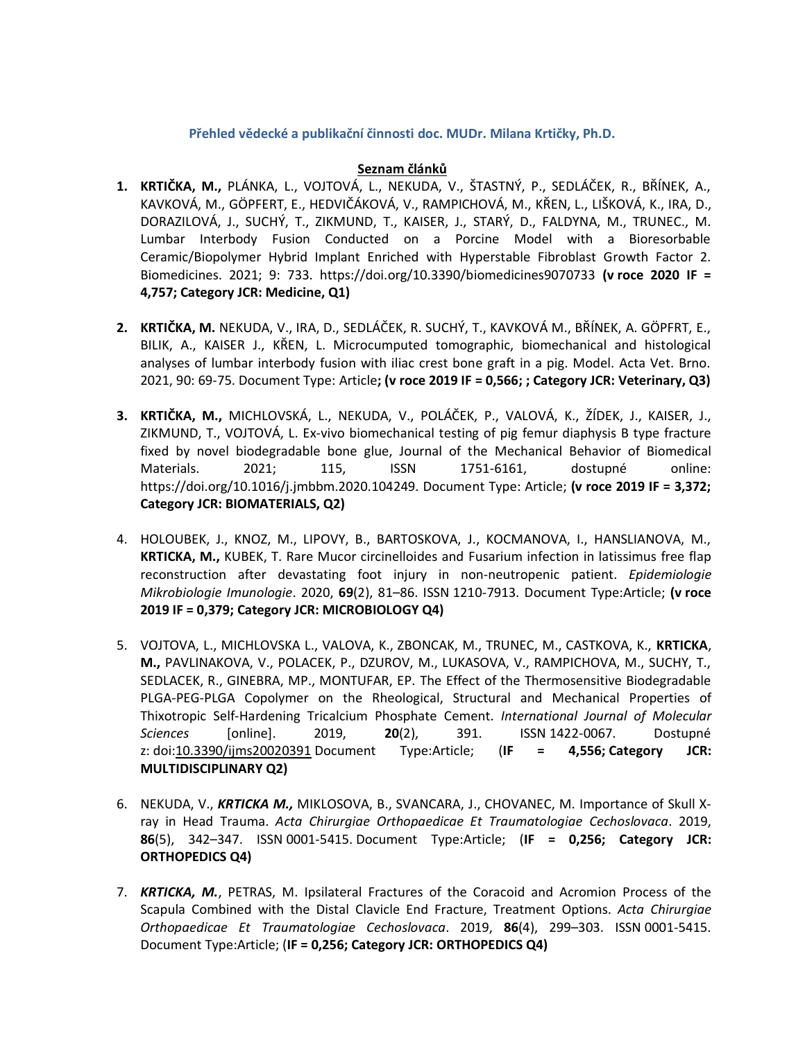**Přehled vědecké a publikační činnosti doc. MUDr. Milana Krtičky, Ph.D.**

**Seznam článků**

1. **KRTIČKA, M.,** PLÁNKA, L., VOJTOVÁ, L., NEKUDA, V., ŠTASTNÝ, P., SEDLÁČEK, R., BŘÍNEK, A., KAVKOVÁ, M., GÖPFERT, E., HEDVIČÁKOVÁ, V., RAMPICHOVÁ, M., KŘEN, L., LIŠKOVÁ, K., IRA, D., DORAZILOVÁ, J., SUCHÝ, T., ZIKMUND, T., KAISER, J., STARÝ, D., FALDYNA, M., TRUNEC., M. Lumbar Interbody Fusion Conducted on a Porcine Model with a Bioresorbable Ceramic/Biopolymer Hybrid Implant Enriched with Hyperstable Fibroblast Growth Factor 2. Biomedicines. 2021; 9: 733. https://doi.org/10.3390/biomedicines9070733 **(v roce 2020 IF = 4,757; Category JCR: Medicine, Q1)**

2. **KRTIČKA, M.** NEKUDA, V., IRA, D., SEDLÁČEK, R. SUCHÝ, T., KAVKOVÁ M., BŘÍNEK, A. GÖPFRT, E., BILIK, A., KAISER J., KŘEN, L. Microcumputed tomographic, biomechanical and histological analyses of lumbar interbody fusion with iliac crest bone graft in a pig. Model. Acta Vet. Brno. 2021, 90: 69-75. Document Type: Article**; (v roce 2019 IF = 0,566; ; Category JCR: Veterinary, Q3)**

3. **KRTIČKA, M.,** MICHLOVSKÁ, L., NEKUDA, V., POLÁČEK, P., VALOVÁ, K., ŽÍDEK, J., KAISER, J., ZIKMUND, T., VOJTOVÁ, L. Ex-vivo biomechanical testing of pig femur diaphysis B type fracture fixed by novel biodegradable bone glue, Journal of the Mechanical Behavior of Biomedical Materials. 2021; 115, ISSN 1751-6161, dostupné online: https://doi.org/10.1016/j.jmbbm.2020.104249. Document Type: Article; **(v roce 2019 IF = 3,372; Category JCR: BIOMATERIALS, Q2)**

4. HOLOUBEK, J., KNOZ, M., LIPOVY, B., BARTOSKOVA, J., KOCMANOVA, I., HANSLIANOVA, M., **KRTICKA, M.,** KUBEK, T. Rare Mucor circinelloides and Fusarium infection in latissimus free flap reconstruction after devastating foot injury in non-neutropenic patient. *Epidemiologie Mikrobiologie Imunologie*. 2020, **69**(2), 81–86. ISSN 1210-7913. Document Type:Article; **(v roce 2019 IF = 0,379; Category JCR: MICROBIOLOGY Q4)**

5. VOJTOVA, L., MICHLOVSKA L., VALOVA, K., ZBONCAK, M., TRUNEC, M., CASTKOVA, K., **KRTICKA, M.,** PAVLINAKOVA, V., POLACEK, P., DZUROV, M., LUKASOVA, V., RAMPICHOVA, M., SUCHY, T., SEDLACEK, R., GINEBRA, MP., MONTUFAR, EP. The Effect of the Thermosensitive Biodegradable PLGA-PEG-PLGA Copolymer on the Rheological, Structural and Mechanical Properties of Thixotropic Self-Hardening Tricalcium Phosphate Cement. *International Journal of Molecular Sciences* [online]. 2019, **20**(2), 391. ISSN 1422-0067. Dostupné z: doi:10.3390/ijms20020391 Document Type:Article; (**IF = 4,556; Category JCR: MULTIDISCIPLINARY Q2)**

6. NEKUDA, V., ***KRTICKA M.,*** MIKLOSOVA, B., SVANCARA, J., CHOVANEC, M. Importance of Skull X-ray in Head Trauma. *Acta Chirurgiae Orthopaedicae Et Traumatologiae Cechoslovaca*. 2019, **86**(5), 342–347. ISSN 0001-5415. Document Type:Article; (**IF = 0,256; Category JCR: ORTHOPEDICS Q4)**

7. ***KRTICKA, M.***, PETRAS, M. Ipsilateral Fractures of the Coracoid and Acromion Process of the Scapula Combined with the Distal Clavicle End Fracture, Treatment Options. *Acta Chirurgiae Orthopaedicae Et Traumatologiae Cechoslovaca*. 2019, **86**(4), 299–303. ISSN 0001-5415. Document Type:Article; (**IF = 0,256; Category JCR: ORTHOPEDICS Q4)**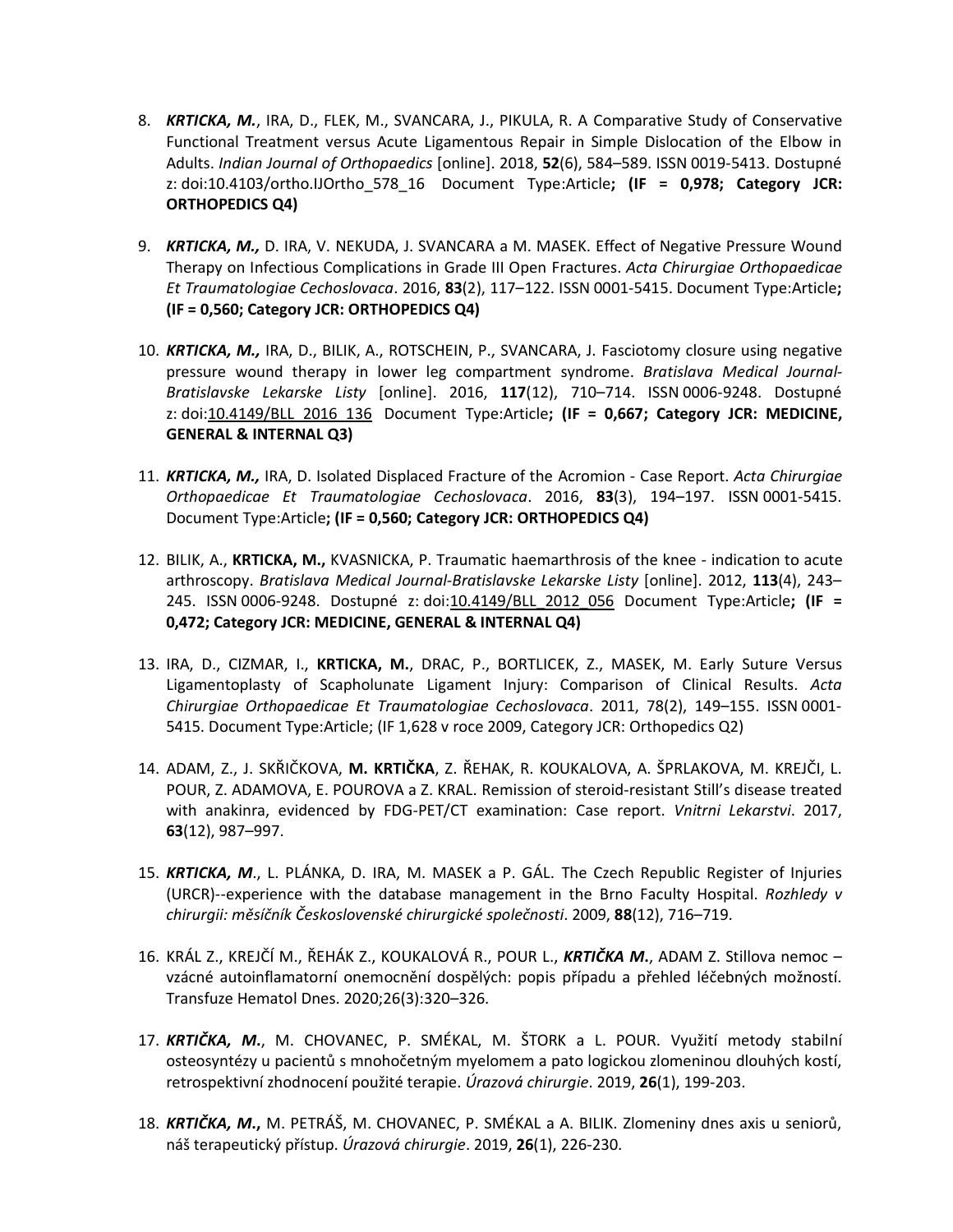8. ***KRTICKA, M.***, IRA, D., FLEK, M., SVANCARA, J., PIKULA, R. A Comparative Study of Conservative Functional Treatment versus Acute Ligamentous Repair in Simple Dislocation of the Elbow in Adults. *Indian Journal of Orthopaedics* [online]. 2018, **52**(6), 584–589. ISSN 0019-5413. Dostupné z: doi:10.4103/ortho.IJOrtho_578_16 Document Type:Article**; (IF = 0,978; Category JCR: ORTHOPEDICS Q4)**

9. ***KRTICKA, M.,*** D. IRA, V. NEKUDA, J. SVANCARA a M. MASEK. Effect of Negative Pressure Wound Therapy on Infectious Complications in Grade III Open Fractures. *Acta Chirurgiae Orthopaedicae Et Traumatologiae Cechoslovaca*. 2016, **83**(2), 117–122. ISSN 0001-5415. Document Type:Article**; (IF = 0,560; Category JCR: ORTHOPEDICS Q4)**

10. ***KRTICKA, M.,*** IRA, D., BILIK, A., ROTSCHEIN, P., SVANCARA, J. Fasciotomy closure using negative pressure wound therapy in lower leg compartment syndrome. *Bratislava Medical Journal-Bratislavske Lekarske Listy* [online]. 2016, **117**(12), 710–714. ISSN 0006-9248. Dostupné z: doi:10.4149/BLL_2016_136 Document Type:Article**; (IF = 0,667; Category JCR: MEDICINE, GENERAL & INTERNAL Q3)**

11. ***KRTICKA, M.,*** IRA, D. Isolated Displaced Fracture of the Acromion - Case Report. *Acta Chirurgiae Orthopaedicae Et Traumatologiae Cechoslovaca*. 2016, **83**(3), 194–197. ISSN 0001-5415. Document Type:Article**; (IF = 0,560; Category JCR: ORTHOPEDICS Q4)**

12. BILIK, A., **KRTICKA, M.,** KVASNICKA, P. Traumatic haemarthrosis of the knee - indication to acute arthroscopy. *Bratislava Medical Journal-Bratislavske Lekarske Listy* [online]. 2012, **113**(4), 243–245. ISSN 0006-9248. Dostupné z: doi:10.4149/BLL_2012_056 Document Type:Article**; (IF = 0,472; Category JCR: MEDICINE, GENERAL & INTERNAL Q4)**

13. IRA, D., CIZMAR, I., **KRTICKA, M.**, DRAC, P., BORTLICEK, Z., MASEK, M. Early Suture Versus Ligamentoplasty of Scapholunate Ligament Injury: Comparison of Clinical Results. *Acta Chirurgiae Orthopaedicae Et Traumatologiae Cechoslovaca*. 2011, 78(2), 149–155. ISSN 0001-5415. Document Type:Article; (IF 1,628 v roce 2009, Category JCR: Orthopedics Q2)

14. ADAM, Z., J. SKŘIČKOVA, **M. KRTIČKA**, Z. ŘEHAK, R. KOUKALOVA, A. ŠPRLAKOVA, M. KREJČI, L. POUR, Z. ADAMOVA, E. POUROVA a Z. KRAL. Remission of steroid-resistant Still's disease treated with anakinra, evidenced by FDG-PET/CT examination: Case report. *Vnitrni Lekarstvi*. 2017, **63**(12), 987–997.

15. ***KRTICKA, M***., L. PLÁNKA, D. IRA, M. MASEK a P. GÁL. The Czech Republic Register of Injuries (URCR)--experience with the database management in the Brno Faculty Hospital. *Rozhledy v chirurgii: měsíčník Československé chirurgické společnosti*. 2009, **88**(12), 716–719.

16. KRÁL Z., KREJČÍ M., ŘEHÁK Z., KOUKALOVÁ R., POUR L., ***KRTIČKA M.***, ADAM Z. Stillova nemoc – vzácné autoinflamatorní onemocnění dospělých: popis případu a přehled léčebných možností. Transfuze Hematol Dnes. 2020;26(3):320–326.

17. ***KRTIČKA, M.***, M. CHOVANEC, P. SMÉKAL, M. ŠTORK a L. POUR. Využití metody stabilní osteosyntézy u pacientů s mnohočetným myelomem a pato logickou zlomeninou dlouhých kostí, retrospektivní zhodnocení použité terapie. *Úrazová chirurgie*. 2019, **26**(1), 199-203.

18. ***KRTIČKA, M.,*** M. PETRÁŠ, M. CHOVANEC, P. SMÉKAL a A. BILIK. Zlomeniny dnes axis u seniorů, náš terapeutický přístup. *Úrazová chirurgie*. 2019, **26**(1), 226-230.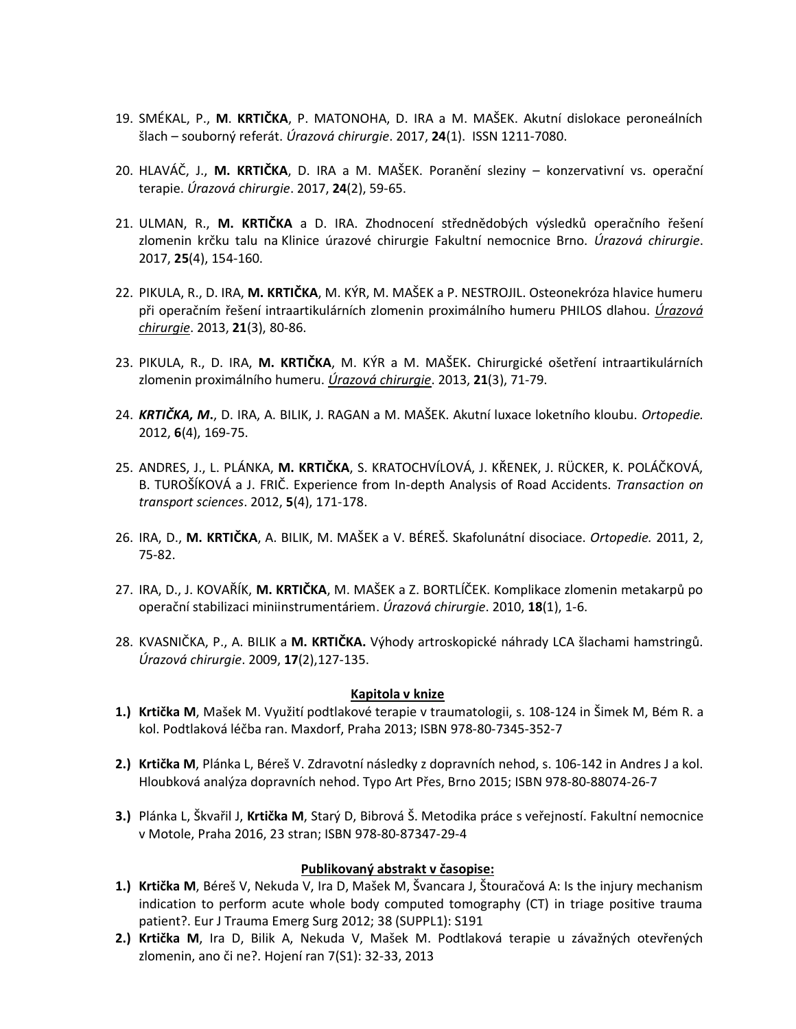19. SMÉKAL, P., **M. KRTIČKA**, P. MATONOHA, D. IRA a M. MAŠEK. Akutní dislokace peroneálních šlach – souborný referát. *Úrazová chirurgie*. 2017, **24**(1). ISSN 1211-7080.

20. HLAVÁČ, J., **M. KRTIČKA**, D. IRA a M. MAŠEK. Poranění sleziny – konzervativní vs. operační terapie. *Úrazová chirurgie*. 2017, **24**(2), 59-65.

21. ULMAN, R., **M. KRTIČKA** a D. IRA. Zhodnocení střednědobých výsledků operačního řešení zlomenin krčku talu na Klinice úrazové chirurgie Fakultní nemocnice Brno. *Úrazová chirurgie*. 2017, **25**(4), 154-160.

22. PIKULA, R., D. IRA, **M. KRTIČKA**, M. KÝR, M. MAŠEK a P. NESTROJIL. Osteonekróza hlavice humeru při operačním řešení intraartikulárních zlomenin proximálního humeru PHILOS dlahou. *Úrazová chirurgie*. 2013, **21**(3), 80-86.

23. PIKULA, R., D. IRA, **M. KRTIČKA**, M. KÝR a M. MAŠEK**.** Chirurgické ošetření intraartikulárních zlomenin proximálního humeru. *Úrazová chirurgie*. 2013, **21**(3), 71-79.

24. ***KRTIČKA, M.***, D. IRA, A. BILIK, J. RAGAN a M. MAŠEK. Akutní luxace loketního kloubu. *Ortopedie.* 2012, **6**(4), 169-75.

25. ANDRES, J., L. PLÁNKA, **M. KRTIČKA**, S. KRATOCHVÍLOVÁ, J. KŘENEK, J. RÜCKER, K. POLÁČKOVÁ, B. TUROŠÍKOVÁ a J. FRIČ. Experience from In-depth Analysis of Road Accidents. *Transaction on transport sciences*. 2012, **5**(4), 171-178.

26. IRA, D., **M. KRTIČKA**, A. BILIK, M. MAŠEK a V. BÉREŠ. Skafolunátní disociace. *Ortopedie.* 2011, 2, 75-82.

27. IRA, D., J. KOVAŘÍK, **M. KRTIČKA**, M. MAŠEK a Z. BORTLÍČEK. Komplikace zlomenin metakarpů po operační stabilizaci miniinstrumentáriem. *Úrazová chirurgie*. 2010, **18**(1), 1-6.

28. KVASNIČKA, P., A. BILIK a **M. KRTIČKA.** Výhody artroskopické náhrady LCA šlachami hamstringů. *Úrazová chirurgie*. 2009, **17**(2),127-135.

## Kapitola v knize

**1.)** **Krtička M**, Mašek M. Využití podtlakové terapie v traumatologii, s. 108-124 in Šimek M, Bém R. a kol. Podtlaková léčba ran. Maxdorf, Praha 2013; ISBN 978-80-7345-352-7

**2.)** **Krtička M**, Plánka L, Béreš V. Zdravotní následky z dopravních nehod, s. 106-142 in Andres J a kol. Hloubková analýza dopravních nehod. Typo Art Přes, Brno 2015; ISBN 978-80-88074-26-7

**3.)** Plánka L, Škvařil J, **Krtička M**, Starý D, Bibrová Š. Metodika práce s veřejností. Fakultní nemocnice v Motole, Praha 2016, 23 stran; ISBN 978-80-87347-29-4

## Publikovaný abstrakt v časopise:

**1.)** **Krtička M**, Béreš V, Nekuda V, Ira D, Mašek M, Švancara J, Štouračová A: Is the injury mechanism indication to perform acute whole body computed tomography (CT) in triage positive trauma patient?. Eur J Trauma Emerg Surg 2012; 38 (SUPPL1): S191

**2.)** **Krtička M**, Ira D, Bilik A, Nekuda V, Mašek M. Podtlaková terapie u závažných otevřených zlomenin, ano či ne?. Hojení ran 7(S1): 32-33, 2013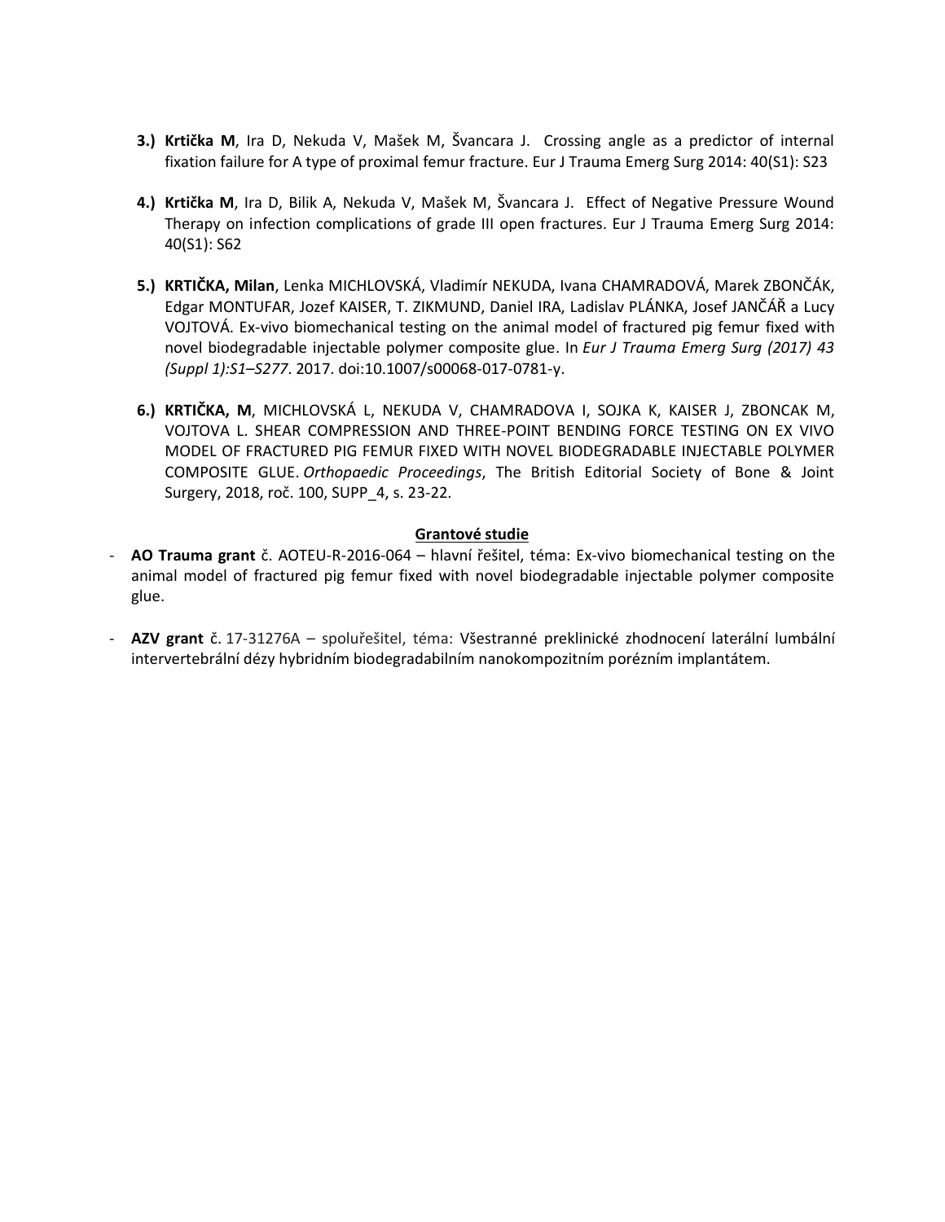3.) **Krtička M**, Ira D, Nekuda V, Mašek M, Švancara J. Crossing angle as a predictor of internal fixation failure for A type of proximal femur fracture. Eur J Trauma Emerg Surg 2014: 40(S1): S23

4.) **Krtička M**, Ira D, Bilik A, Nekuda V, Mašek M, Švancara J. Effect of Negative Pressure Wound Therapy on infection complications of grade III open fractures. Eur J Trauma Emerg Surg 2014: 40(S1): S62

5.) **KRTIČKA, Milan**, Lenka MICHLOVSKÁ, Vladimír NEKUDA, Ivana CHAMRADOVÁ, Marek ZBONČÁK, Edgar MONTUFAR, Jozef KAISER, T. ZIKMUND, Daniel IRA, Ladislav PLÁNKA, Josef JANČÁŘ a Lucy VOJTOVÁ. Ex-vivo biomechanical testing on the animal model of fractured pig femur fixed with novel biodegradable injectable polymer composite glue. In *Eur J Trauma Emerg Surg (2017) 43 (Suppl 1):S1–S277*. 2017. doi:10.1007/s00068-017-0781-y.

6.) **KRTIČKA, M**, MICHLOVSKÁ L, NEKUDA V, CHAMRADOVA I, SOJKA K, KAISER J, ZBONCAK M, VOJTOVA L. SHEAR COMPRESSION AND THREE-POINT BENDING FORCE TESTING ON EX VIVO MODEL OF FRACTURED PIG FEMUR FIXED WITH NOVEL BIODEGRADABLE INJECTABLE POLYMER COMPOSITE GLUE. *Orthopaedic Proceedings*, The British Editorial Society of Bone & Joint Surgery, 2018, roč. 100, SUPP_4, s. 23-22.

## Grantové studie

- **AO Trauma grant** č. AOTEU-R-2016-064 – hlavní řešitel, téma: Ex-vivo biomechanical testing on the animal model of fractured pig femur fixed with novel biodegradable injectable polymer composite glue.

- **AZV grant** č. 17-31276A – spoluřešitel, téma: Všestranné preklinické zhodnocení laterální lumbální intervertebrální dézy hybridním biodegradabilním nanokompozitním porézním implantátem.